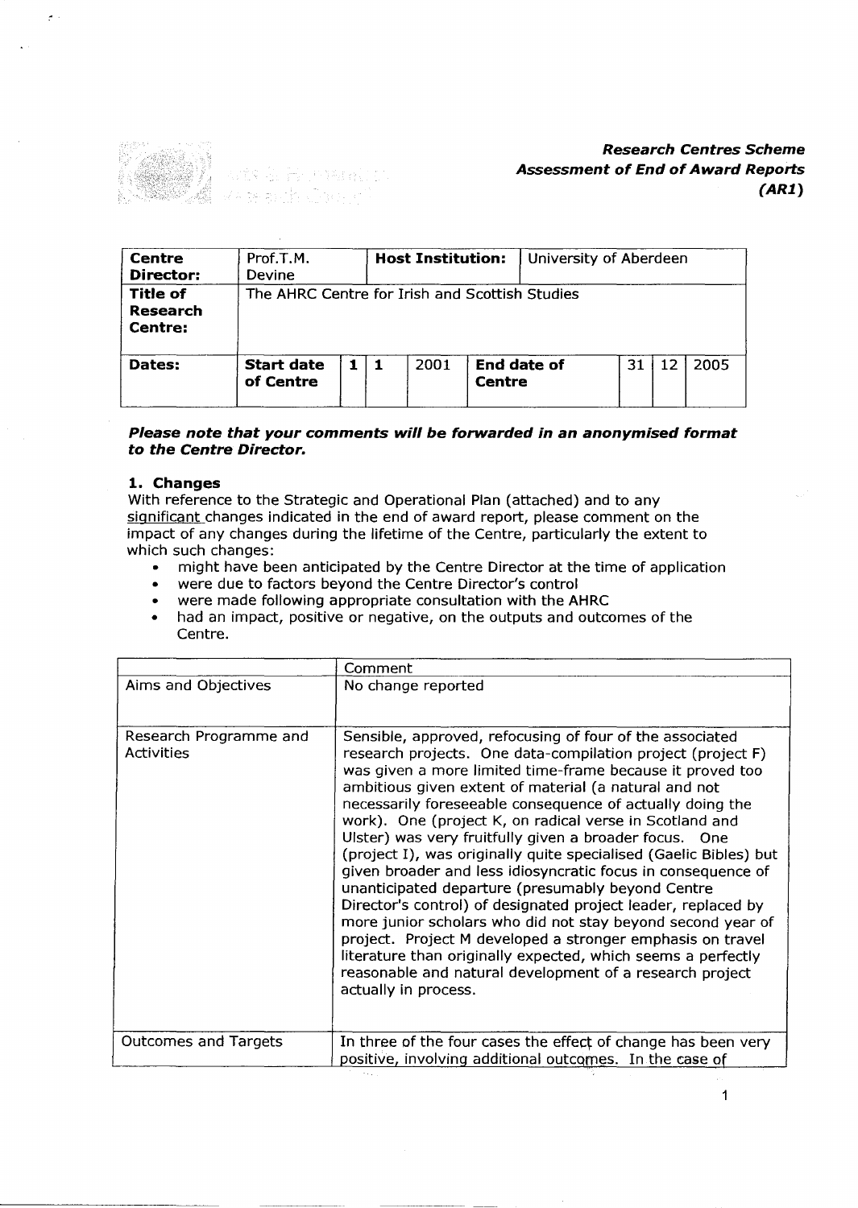***Research Centres Scheme***
***Assessment of End of Award Reports***
***(AR1)***

| **Centre Director:** | Prof.T.M. Devine | | | **Host Institution:** | | University of Aberdeen | | | |
|---|---|---|---|---|---|---|---|---|---|
| **Title of Research Centre:** | The AHRC Centre for Irish and Scottish Studies | | | | | | | | |
| **Dates:** | **Start date of Centre** | 1 | 1 | 2001 | **End date of Centre** | | 31 | 12 | 2005 |

***Please note that your comments will be forwarded in an anonymised format to the Centre Director.***

**1. Changes**

With reference to the Strategic and Operational Plan (attached) and to any significant changes indicated in the end of award report, please comment on the impact of any changes during the lifetime of the Centre, particularly the extent to which such changes:

- might have been anticipated by the Centre Director at the time of application
- were due to factors beyond the Centre Director's control
- were made following appropriate consultation with the AHRC
- had an impact, positive or negative, on the outputs and outcomes of the Centre.

| | Comment |
|---|---|
| Aims and Objectives | No change reported |
| Research Programme and Activities | Sensible, approved, refocusing of four of the associated research projects. One data-compilation project (project F) was given a more limited time-frame because it proved too ambitious given extent of material (a natural and not necessarily foreseeable consequence of actually doing the work). One (project K, on radical verse in Scotland and Ulster) was very fruitfully given a broader focus. One (project I), was originally quite specialised (Gaelic Bibles) but given broader and less idiosyncratic focus in consequence of unanticipated departure (presumably beyond Centre Director's control) of designated project leader, replaced by more junior scholars who did not stay beyond second year of project. Project M developed a stronger emphasis on travel literature than originally expected, which seems a perfectly reasonable and natural development of a research project actually in process. |
| Outcomes and Targets | In three of the four cases the effect of change has been very positive, involving additional outcomes. In the case of |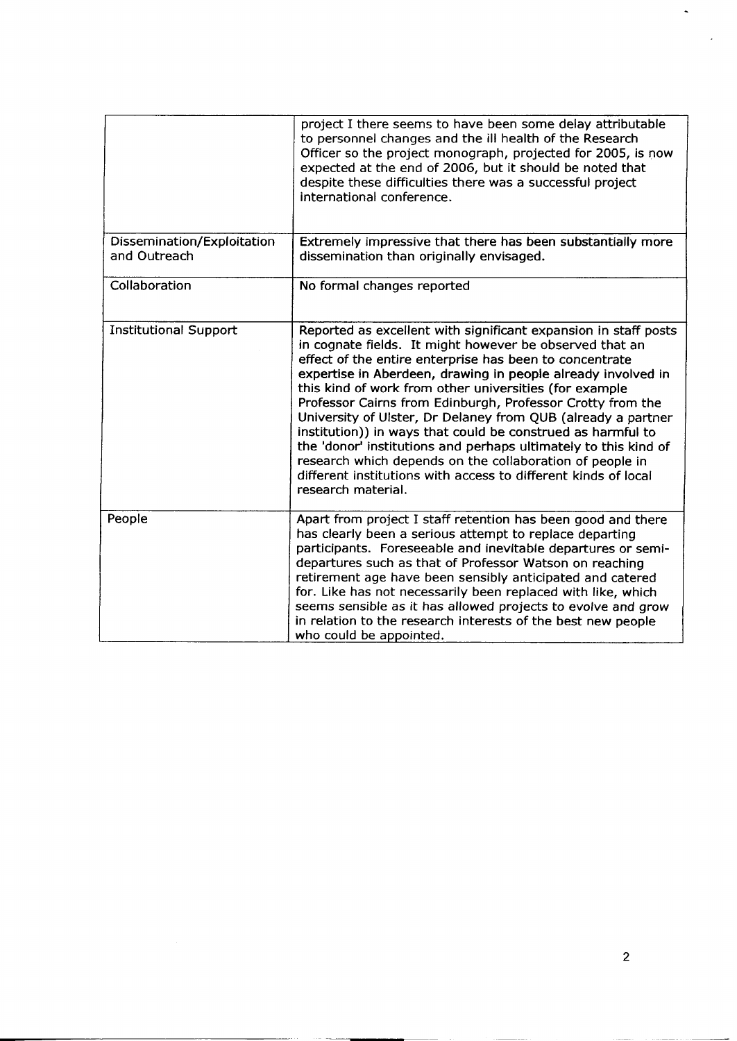| | |
|---|---|
| | project I there seems to have been some delay attributable to personnel changes and the ill health of the Research Officer so the project monograph, projected for 2005, is now expected at the end of 2006, but it should be noted that despite these difficulties there was a successful project international conference. |
| Dissemination/Exploitation and Outreach | Extremely impressive that there has been substantially more dissemination than originally envisaged. |
| Collaboration | No formal changes reported |
| Institutional Support | Reported as excellent with significant expansion in staff posts in cognate fields. It might however be observed that an effect of the entire enterprise has been to concentrate expertise in Aberdeen, drawing in people already involved in this kind of work from other universities (for example Professor Cairns from Edinburgh, Professor Crotty from the University of Ulster, Dr Delaney from QUB (already a partner institution)) in ways that could be construed as harmful to the 'donor' institutions and perhaps ultimately to this kind of research which depends on the collaboration of people in different institutions with access to different kinds of local research material. |
| People | Apart from project I staff retention has been good and there has clearly been a serious attempt to replace departing participants. Foreseeable and inevitable departures or semi-departures such as that of Professor Watson on reaching retirement age have been sensibly anticipated and catered for. Like has not necessarily been replaced with like, which seems sensible as it has allowed projects to evolve and grow in relation to the research interests of the best new people who could be appointed. |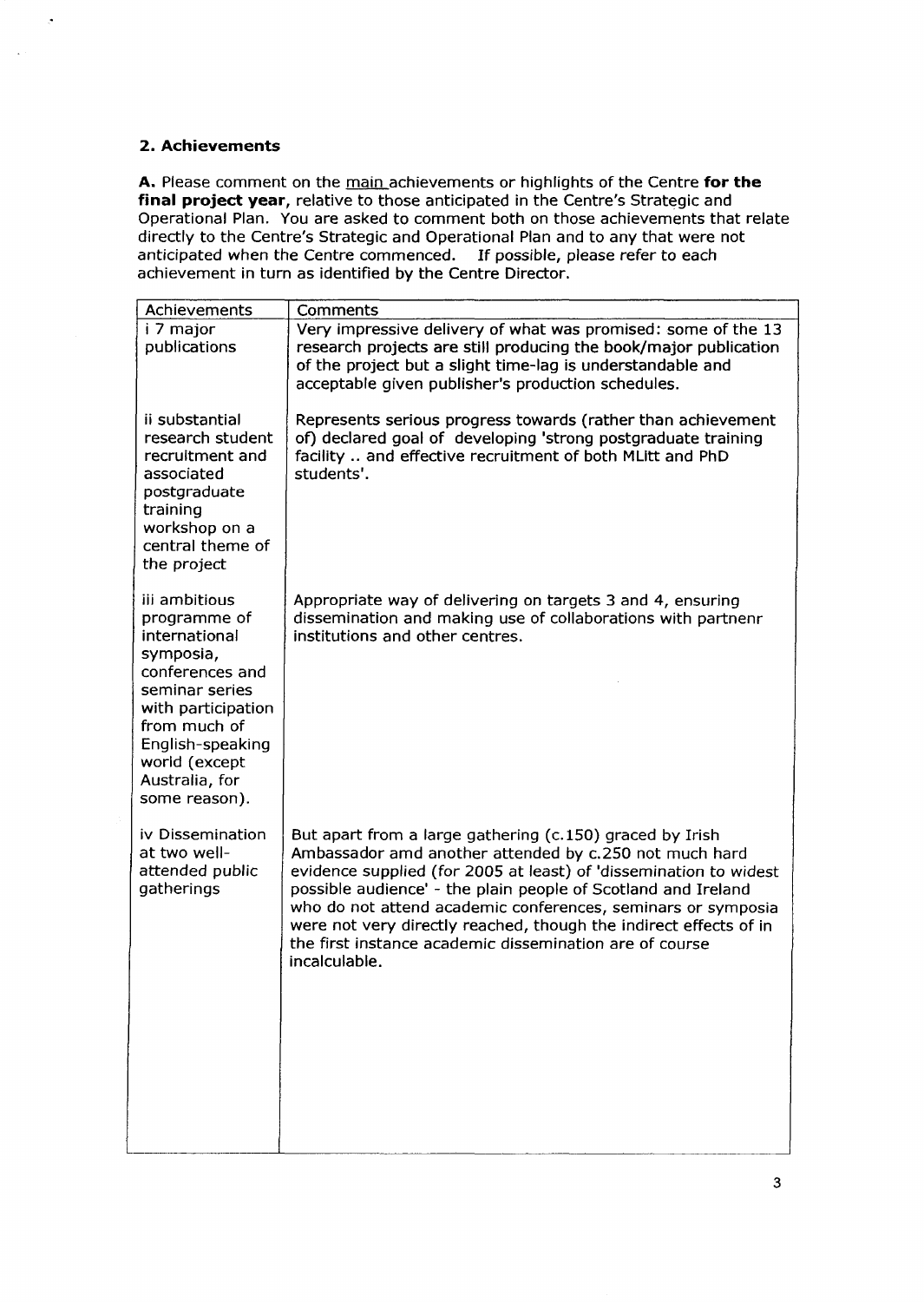## 2. Achievements

**A.** Please comment on the main achievements or highlights of the Centre **for the final project year**, relative to those anticipated in the Centre's Strategic and Operational Plan. You are asked to comment both on those achievements that relate directly to the Centre's Strategic and Operational Plan and to any that were not anticipated when the Centre commenced. If possible, please refer to each achievement in turn as identified by the Centre Director.

| Achievements | Comments |
|---|---|
| i 7 major publications | Very impressive delivery of what was promised: some of the 13 research projects are still producing the book/major publication of the project but a slight time-lag is understandable and acceptable given publisher's production schedules. |
| ii substantial research student recruitment and associated postgraduate training workshop on a central theme of the project | Represents serious progress towards (rather than achievement of) declared goal of developing 'strong postgraduate training facility .. and effective recruitment of both MLitt and PhD students'. |
| iii ambitious programme of international symposia, conferences and seminar series with participation from much of English-speaking world (except Australia, for some reason). | Appropriate way of delivering on targets 3 and 4, ensuring dissemination and making use of collaborations with partnenr institutions and other centres. |
| iv Dissemination at two well-attended public gatherings | But apart from a large gathering (c.150) graced by Irish Ambassador amd another attended by c.250 not much hard evidence supplied (for 2005 at least) of 'dissemination to widest possible audience' - the plain people of Scotland and Ireland who do not attend academic conferences, seminars or symposia were not very directly reached, though the indirect effects of in the first instance academic dissemination are of course incalculable. |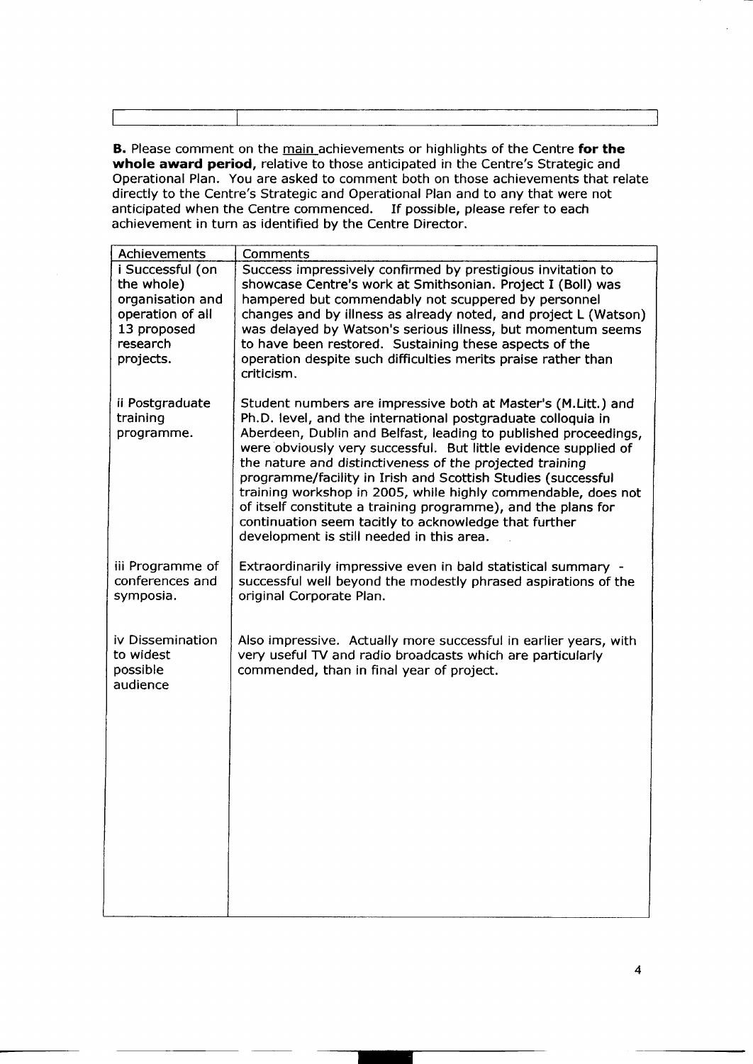**B.** Please comment on the main achievements or highlights of the Centre **for the whole award period**, relative to those anticipated in the Centre's Strategic and Operational Plan. You are asked to comment both on those achievements that relate directly to the Centre's Strategic and Operational Plan and to any that were not anticipated when the Centre commenced. If possible, please refer to each achievement in turn as identified by the Centre Director.

| Achievements | Comments |
| --- | --- |
| i Successful (on the whole) organisation and operation of all 13 proposed research projects. | Success impressively confirmed by prestigious invitation to showcase Centre's work at Smithsonian. Project I (Boll) was hampered but commendably not scuppered by personnel changes and by illness as already noted, and project L (Watson) was delayed by Watson's serious illness, but momentum seems to have been restored. Sustaining these aspects of the operation despite such difficulties merits praise rather than criticism. |
| ii Postgraduate training programme. | Student numbers are impressive both at Master's (M.Litt.) and Ph.D. level, and the international postgraduate colloquia in Aberdeen, Dublin and Belfast, leading to published proceedings, were obviously very successful. But little evidence supplied of the nature and distinctiveness of the projected training programme/facility in Irish and Scottish Studies (successful training workshop in 2005, while highly commendable, does not of itself constitute a training programme), and the plans for continuation seem tacitly to acknowledge that further development is still needed in this area. |
| iii Programme of conferences and symposia. | Extraordinarily impressive even in bald statistical summary - successful well beyond the modestly phrased aspirations of the original Corporate Plan. |
| iv Dissemination to widest possible audience | Also impressive. Actually more successful in earlier years, with very useful TV and radio broadcasts which are particularly commended, than in final year of project. |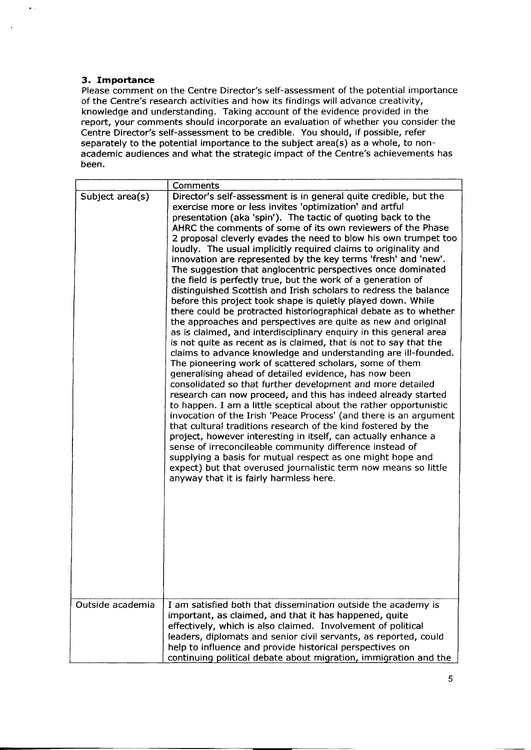### 3. Importance

Please comment on the Centre Director's self-assessment of the potential importance of the Centre's research activities and how its findings will advance creativity, knowledge and understanding. Taking account of the evidence provided in the report, your comments should incorporate an evaluation of whether you consider the Centre Director's self-assessment to be credible. You should, if possible, refer separately to the potential importance to the subject area(s) as a whole, to non-academic audiences and what the strategic impact of the Centre's achievements has been.

| | Comments |
|---|---|
| Subject area(s) | Director's self-assessment is in general quite credible, but the exercise more or less invites 'optimization' and artful presentation (aka 'spin'). The tactic of quoting back to the AHRC the comments of some of its own reviewers of the Phase 2 proposal cleverly evades the need to blow his own trumpet too loudly. The usual implicitly required claims to originality and innovation are represented by the key terms 'fresh' and 'new'. The suggestion that anglocentric perspectives once dominated the field is perfectly true, but the work of a generation of distinguished Scottish and Irish scholars to redress the balance before this project took shape is quietly played down. While there could be protracted historiographical debate as to whether the approaches and perspectives are quite as new and original as is claimed, and interdisciplinary enquiry in this general area is not quite as recent as is claimed, that is not to say that the claims to advance knowledge and understanding are ill-founded. The pioneering work of scattered scholars, some of them generalising ahead of detailed evidence, has now been consolidated so that further development and more detailed research can now proceed, and this has indeed already started to happen. I am a little sceptical about the rather opportunistic invocation of the Irish 'Peace Process' (and there is an argument that cultural traditions research of the kind fostered by the project, however interesting in itself, can actually enhance a sense of irreconcileable community difference instead of supplying a basis for mutual respect as one might hope and expect) but that overused journalistic term now means so little anyway that it is fairly harmless here. |
| Outside academia | I am satisfied both that dissemination outside the academy is important, as claimed, and that it has happened, quite effectively, which is also claimed. Involvement of political leaders, diplomats and senior civil servants, as reported, could help to influence and provide historical perspectives on continuing political debate about migration, immigration and the |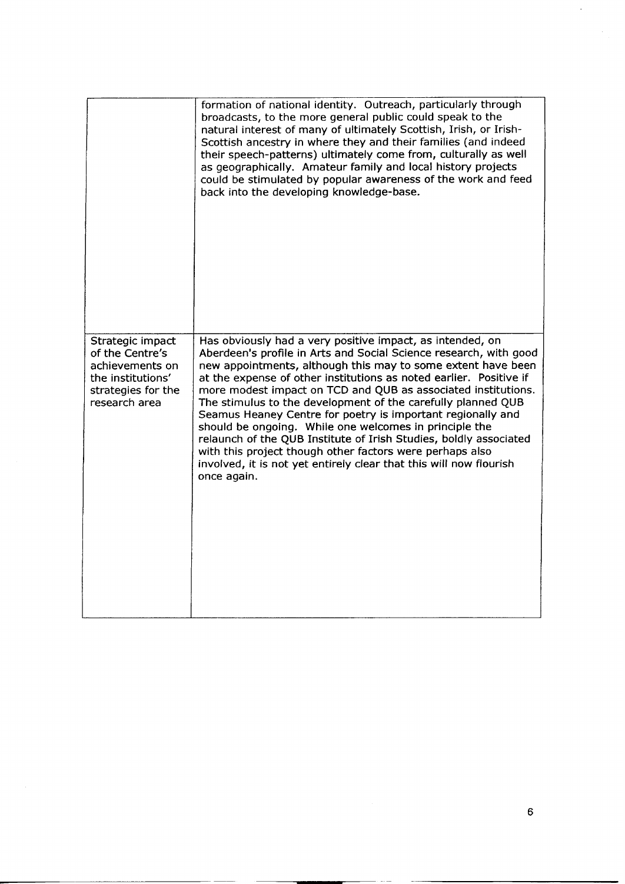| | |
|---|---|
| | formation of national identity. Outreach, particularly through broadcasts, to the more general public could speak to the natural interest of many of ultimately Scottish, Irish, or Irish-Scottish ancestry in where they and their families (and indeed their speech-patterns) ultimately come from, culturally as well as geographically. Amateur family and local history projects could be stimulated by popular awareness of the work and feed back into the developing knowledge-base. |
| Strategic impact of the Centre's achievements on the institutions' strategies for the research area | Has obviously had a very positive impact, as intended, on Aberdeen's profile in Arts and Social Science research, with good new appointments, although this may to some extent have been at the expense of other institutions as noted earlier. Positive if more modest impact on TCD and QUB as associated institutions. The stimulus to the development of the carefully planned QUB Seamus Heaney Centre for poetry is important regionally and should be ongoing. While one welcomes in principle the relaunch of the QUB Institute of Irish Studies, boldly associated with this project though other factors were perhaps also involved, it is not yet entirely clear that this will now flourish once again. |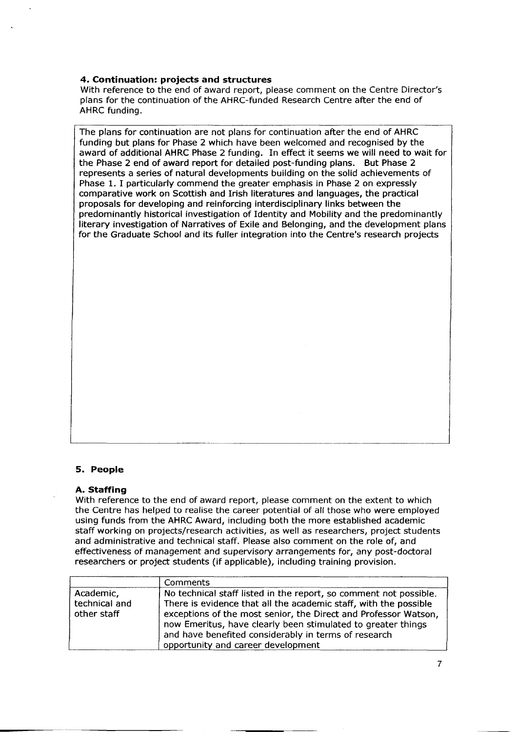### 4. Continuation: projects and structures

With reference to the end of award report, please comment on the Centre Director's plans for the continuation of the AHRC-funded Research Centre after the end of AHRC funding.

The plans for continuation are not plans for continuation after the end of AHRC funding but plans for Phase 2 which have been welcomed and recognised by the award of additional AHRC Phase 2 funding. In effect it seems we will need to wait for the Phase 2 end of award report for detailed post-funding plans. But Phase 2 represents a series of natural developments building on the solid achievements of Phase 1. I particularly commend the greater emphasis in Phase 2 on expressly comparative work on Scottish and Irish literatures and languages, the practical proposals for developing and reinforcing interdisciplinary links between the predominantly historical investigation of Identity and Mobility and the predominantly literary investigation of Narratives of Exile and Belonging, and the development plans for the Graduate School and its fuller integration into the Centre's research projects

### 5. People

#### A. Staffing

With reference to the end of award report, please comment on the extent to which the Centre has helped to realise the career potential of all those who were employed using funds from the AHRC Award, including both the more established academic staff working on projects/research activities, as well as researchers, project students and administrative and technical staff. Please also comment on the role of, and effectiveness of management and supervisory arrangements for, any post-doctoral researchers or project students (if applicable), including training provision.

| | Comments |
|---|---|
| Academic, technical and other staff | No technical staff listed in the report, so comment not possible. There is evidence that all the academic staff, with the possible exceptions of the most senior, the Direct and Professor Watson, now Emeritus, have clearly been stimulated to greater things and have benefited considerably in terms of research opportunity and career development |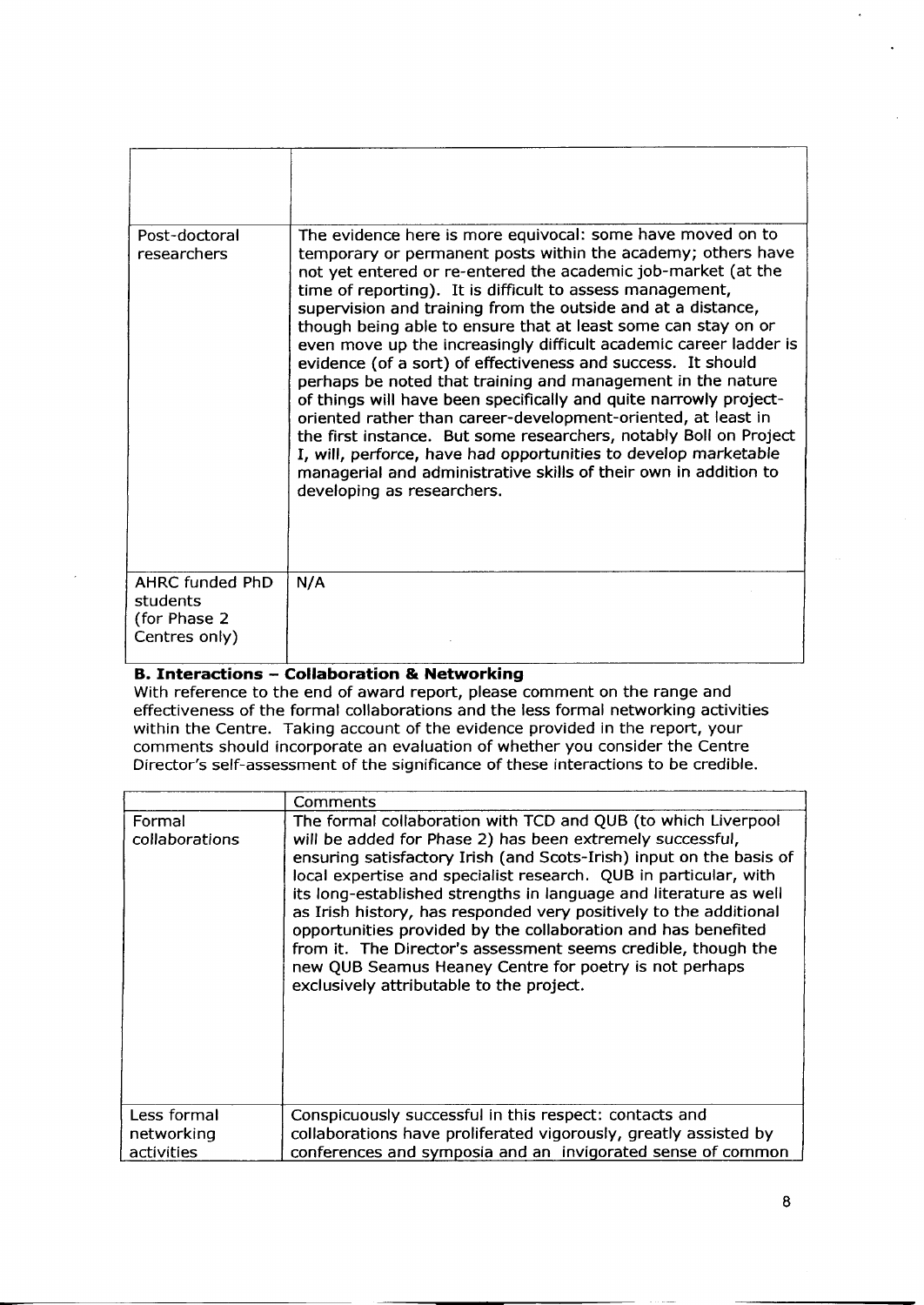| | |
|---|---|
| | |
| Post-doctoral researchers | The evidence here is more equivocal: some have moved on to temporary or permanent posts within the academy; others have not yet entered or re-entered the academic job-market (at the time of reporting). It is difficult to assess management, supervision and training from the outside and at a distance, though being able to ensure that at least some can stay on or even move up the increasingly difficult academic career ladder is evidence (of a sort) of effectiveness and success. It should perhaps be noted that training and management in the nature of things will have been specifically and quite narrowly project-oriented rather than career-development-oriented, at least in the first instance. But some researchers, notably Boll on Project I, will, perforce, have had opportunities to develop marketable managerial and administrative skills of their own in addition to developing as researchers. |
| AHRC funded PhD students (for Phase 2 Centres only) | N/A |

**B. Interactions – Collaboration & Networking**

With reference to the end of award report, please comment on the range and effectiveness of the formal collaborations and the less formal networking activities within the Centre. Taking account of the evidence provided in the report, your comments should incorporate an evaluation of whether you consider the Centre Director's self-assessment of the significance of these interactions to be credible.

| | Comments |
|---|---|
| Formal collaborations | The formal collaboration with TCD and QUB (to which Liverpool will be added for Phase 2) has been extremely successful, ensuring satisfactory Irish (and Scots-Irish) input on the basis of local expertise and specialist research. QUB in particular, with its long-established strengths in language and literature as well as Irish history, has responded very positively to the additional opportunities provided by the collaboration and has benefited from it. The Director's assessment seems credible, though the new QUB Seamus Heaney Centre for poetry is not perhaps exclusively attributable to the project. |
| Less formal networking activities | Conspicuously successful in this respect: contacts and collaborations have proliferated vigorously, greatly assisted by conferences and symposia and an invigorated sense of common |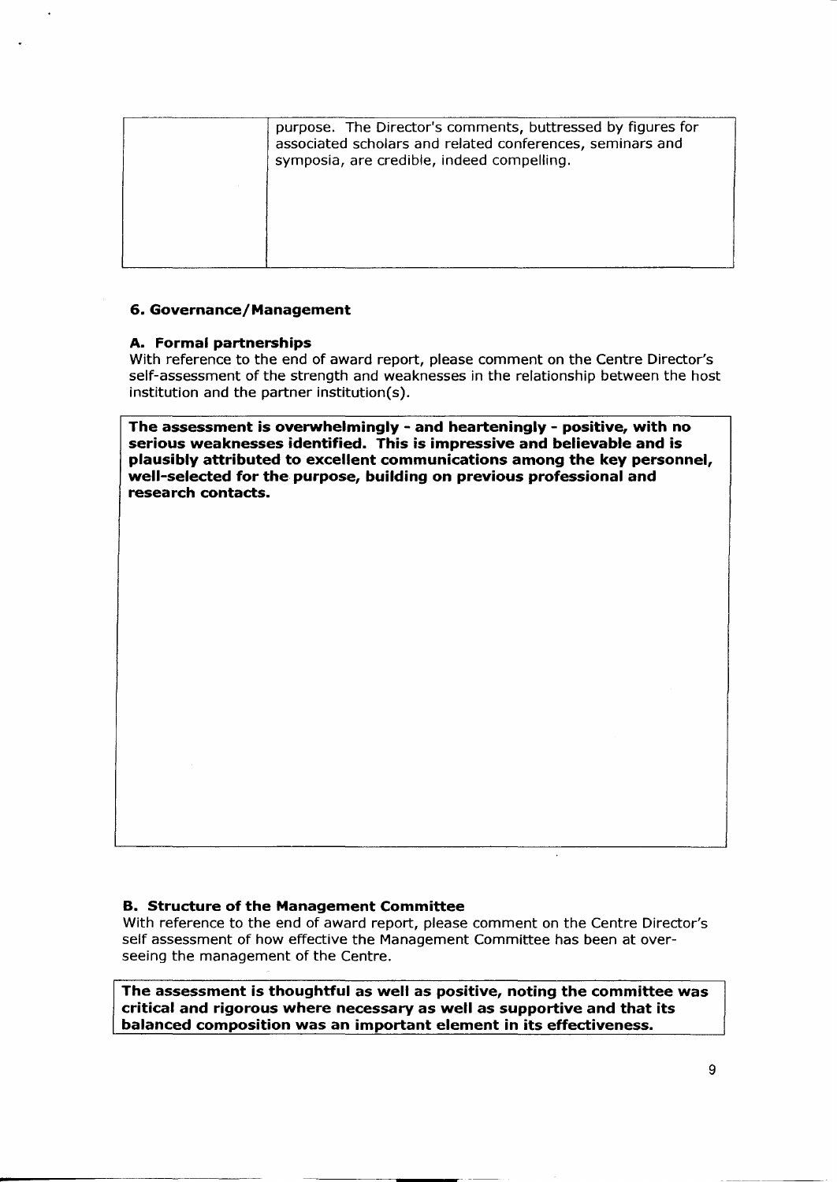| | purpose. The Director's comments, buttressed by figures for associated scholars and related conferences, seminars and symposia, are credible, indeed compelling. |
|---|---|

### 6. Governance/Management

**A. Formal partnerships**

With reference to the end of award report, please comment on the Centre Director's self-assessment of the strength and weaknesses in the relationship between the host institution and the partner institution(s).

**The assessment is overwhelmingly - and hearteningly - positive, with no serious weaknesses identified. This is impressive and believable and is plausibly attributed to excellent communications among the key personnel, well-selected for the purpose, building on previous professional and research contacts.**

**B. Structure of the Management Committee**

With reference to the end of award report, please comment on the Centre Director's self assessment of how effective the Management Committee has been at over-seeing the management of the Centre.

**The assessment is thoughtful as well as positive, noting the committee was critical and rigorous where necessary as well as supportive and that its balanced composition was an important element in its effectiveness.**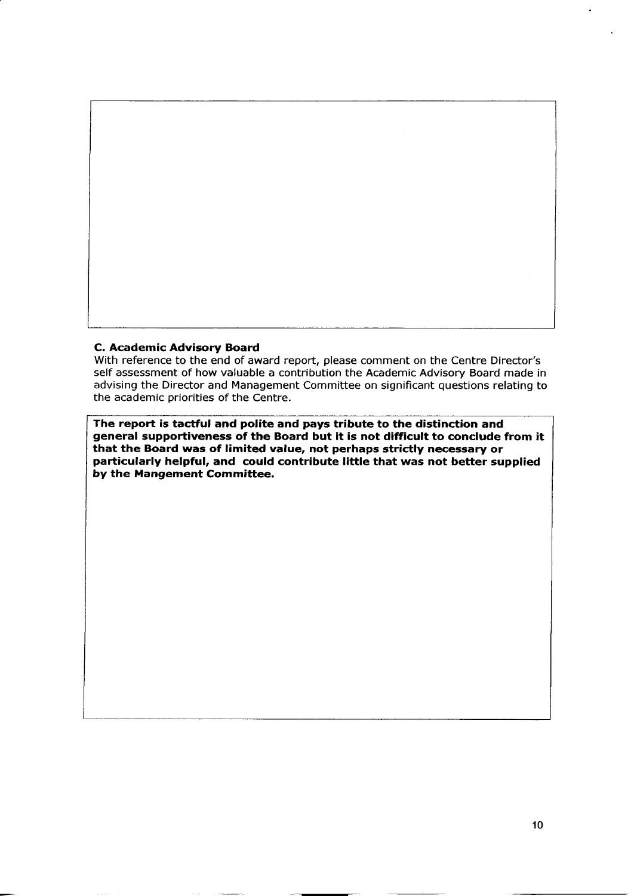**C. Academic Advisory Board**

With reference to the end of award report, please comment on the Centre Director's self assessment of how valuable a contribution the Academic Advisory Board made in advising the Director and Management Committee on significant questions relating to the academic priorities of the Centre.

**The report is tactful and polite and pays tribute to the distinction and general supportiveness of the Board but it is not difficult to conclude from it that the Board was of limited value, not perhaps strictly necessary or particularly helpful, and could contribute little that was not better supplied by the Mangement Committee.**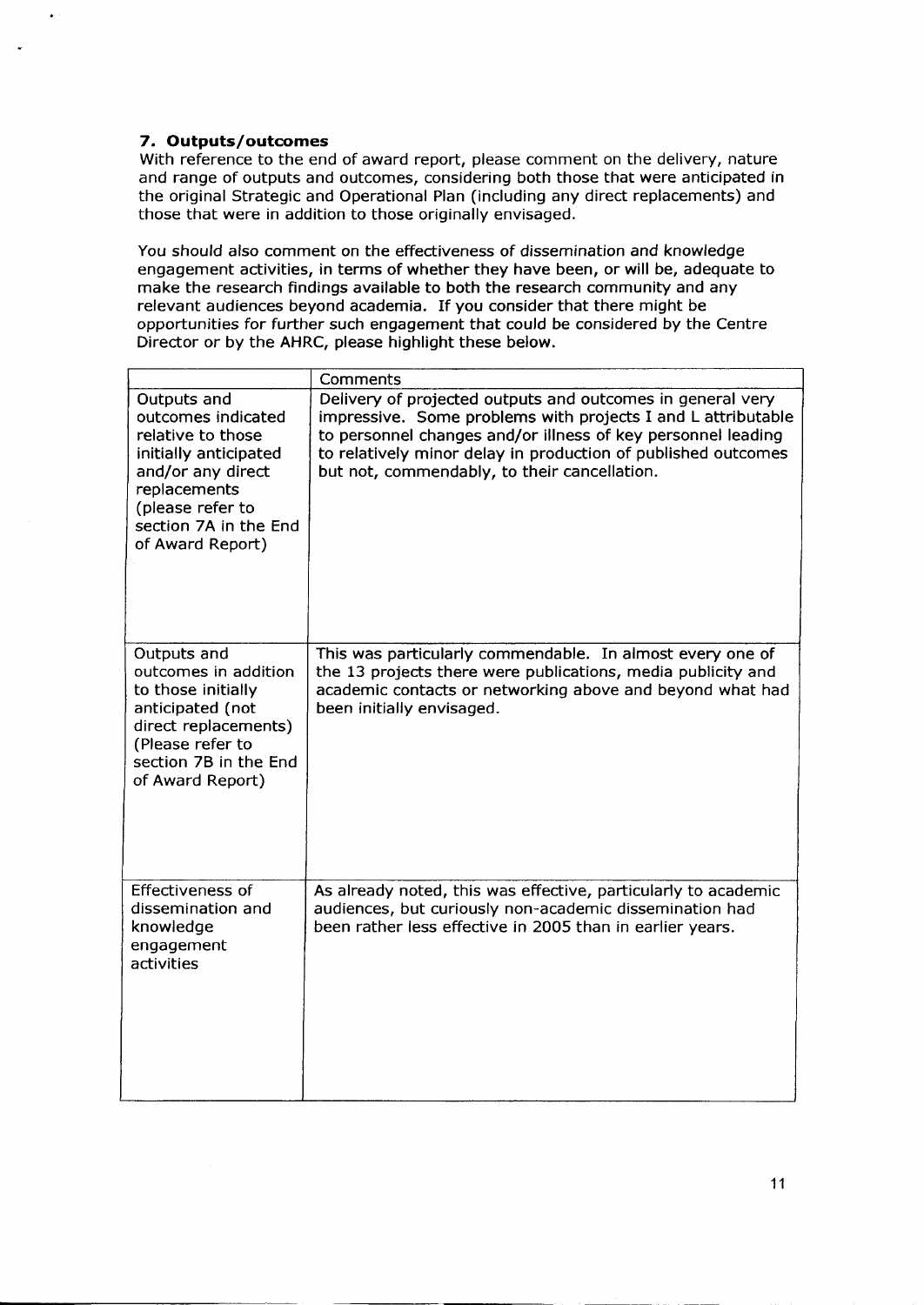### 7. Outputs/outcomes

With reference to the end of award report, please comment on the delivery, nature and range of outputs and outcomes, considering both those that were anticipated in the original Strategic and Operational Plan (including any direct replacements) and those that were in addition to those originally envisaged.

You should also comment on the effectiveness of dissemination and knowledge engagement activities, in terms of whether they have been, or will be, adequate to make the research findings available to both the research community and any relevant audiences beyond academia. If you consider that there might be opportunities for further such engagement that could be considered by the Centre Director or by the AHRC, please highlight these below.

| | Comments |
|---|---|
| Outputs and outcomes indicated relative to those initially anticipated and/or any direct replacements (please refer to section 7A in the End of Award Report) | Delivery of projected outputs and outcomes in general very impressive. Some problems with projects I and L attributable to personnel changes and/or illness of key personnel leading to relatively minor delay in production of published outcomes but not, commendably, to their cancellation. |
| Outputs and outcomes in addition to those initially anticipated (not direct replacements) (Please refer to section 7B in the End of Award Report) | This was particularly commendable. In almost every one of the 13 projects there were publications, media publicity and academic contacts or networking above and beyond what had been initially envisaged. |
| Effectiveness of dissemination and knowledge engagement activities | As already noted, this was effective, particularly to academic audiences, but curiously non-academic dissemination had been rather less effective in 2005 than in earlier years. |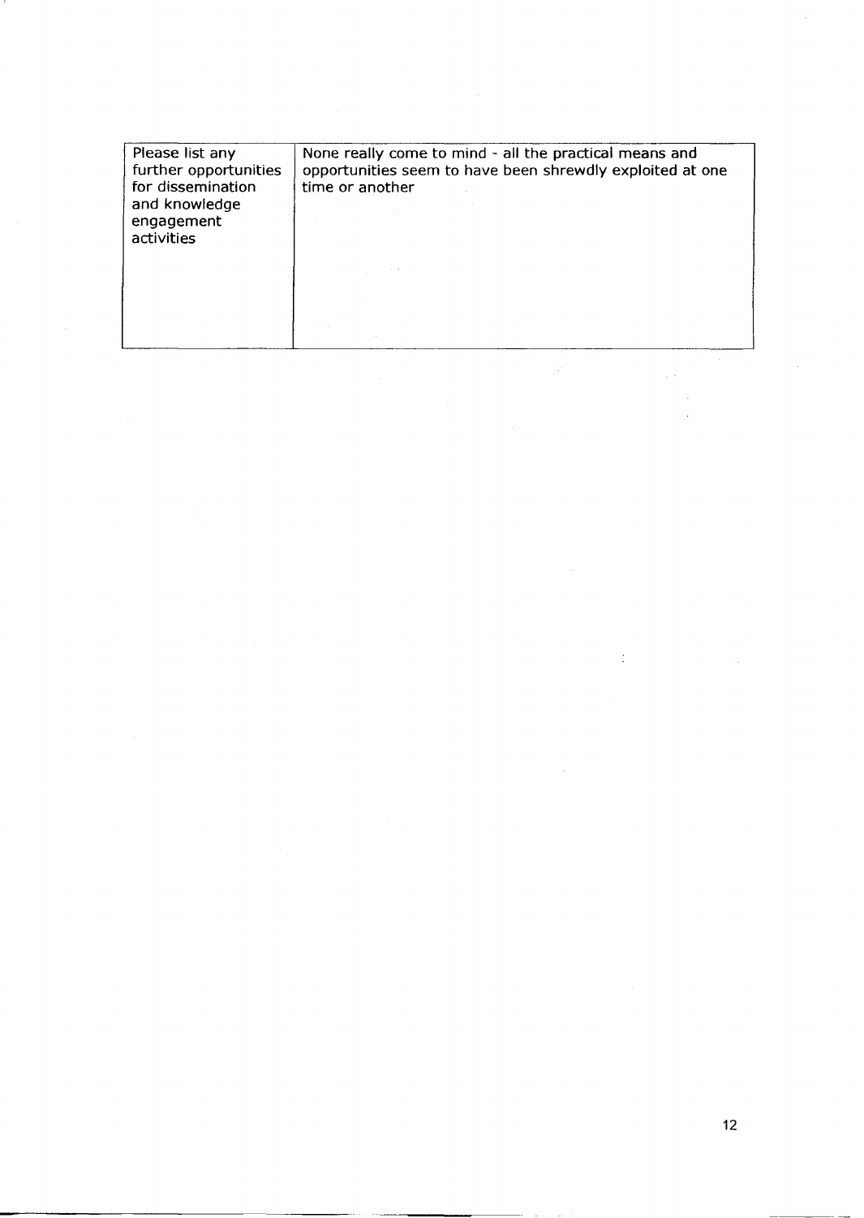| Please list any further opportunities for dissemination and knowledge engagement activities | None really come to mind - all the practical means and opportunities seem to have been shrewdly exploited at one time or another |
|---|---|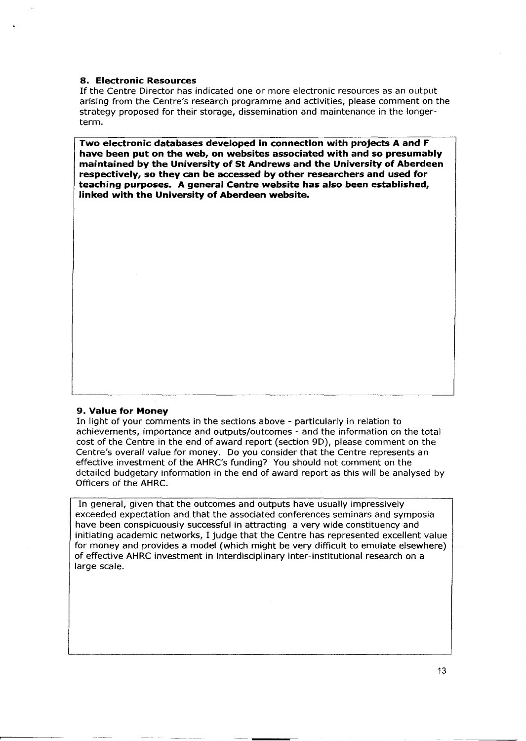### 8. Electronic Resources

If the Centre Director has indicated one or more electronic resources as an output arising from the Centre's research programme and activities, please comment on the strategy proposed for their storage, dissemination and maintenance in the longer-term.

**Two electronic databases developed in connection with projects A and F have been put on the web, on websites associated with and so presumably maintained by the University of St Andrews and the University of Aberdeen respectively, so they can be accessed by other researchers and used for teaching purposes. A general Centre website has also been established, linked with the University of Aberdeen website.**

### 9. Value for Money

In light of your comments in the sections above - particularly in relation to achievements, importance and outputs/outcomes - and the information on the total cost of the Centre in the end of award report (section 9D), please comment on the Centre's overall value for money. Do you consider that the Centre represents an effective investment of the AHRC's funding? You should not comment on the detailed budgetary information in the end of award report as this will be analysed by Officers of the AHRC.

In general, given that the outcomes and outputs have usually impressively exceeded expectation and that the associated conferences seminars and symposia have been conspicuously successful in attracting a very wide constituency and initiating academic networks, I judge that the Centre has represented excellent value for money and provides a model (which might be very difficult to emulate elsewhere) of effective AHRC investment in interdisciplinary inter-institutional research on a large scale.